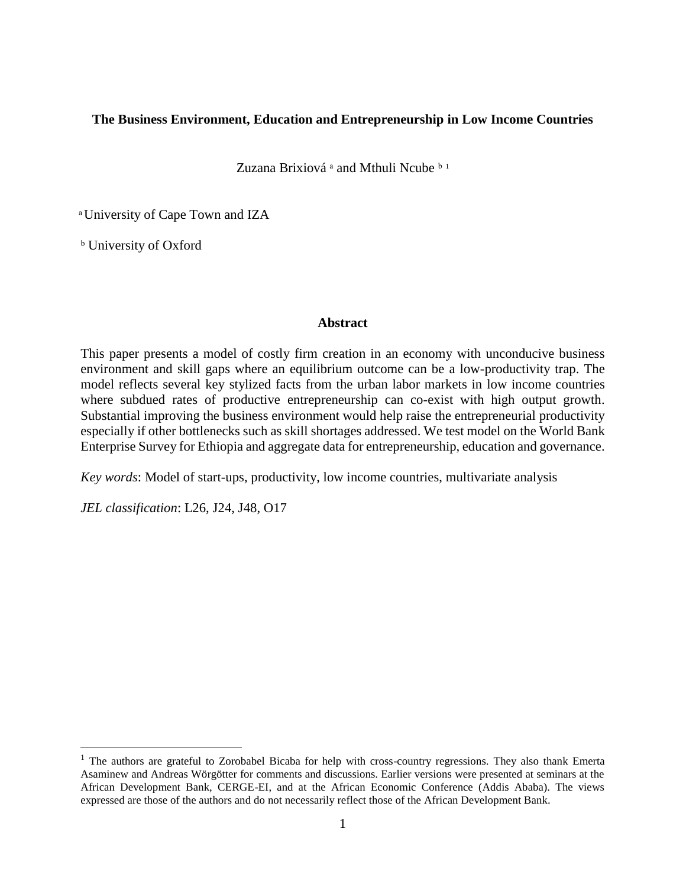# The Business Environment, Education and Entrepreneurship in Low Income Countries

Zuzana Brixiová [a] and Mthuli Ncube [b] [1]

[a] University of Cape Town and IZA

[b] University of Oxford

## Abstract

This paper presents a model of costly firm creation in an economy with unconducive business environment and skill gaps where an equilibrium outcome can be a low-productivity trap. The model reflects several key stylized facts from the urban labor markets in low income countries where subdued rates of productive entrepreneurship can co-exist with high output growth. Substantial improving the business environment would help raise the entrepreneurial productivity especially if other bottlenecks such as skill shortages addressed. We test model on the World Bank Enterprise Survey for Ethiopia and aggregate data for entrepreneurship, education and governance.

*Key words*: Model of start-ups, productivity, low income countries, multivariate analysis

*JEL classification*: L26, J24, J48, O17

[1] The authors are grateful to Zorobabel Bicaba for help with cross-country regressions. They also thank Emerta Asaminew and Andreas Wörgötter for comments and discussions. Earlier versions were presented at seminars at the African Development Bank, CERGE-EI, and at the African Economic Conference (Addis Ababa). The views expressed are those of the authors and do not necessarily reflect those of the African Development Bank.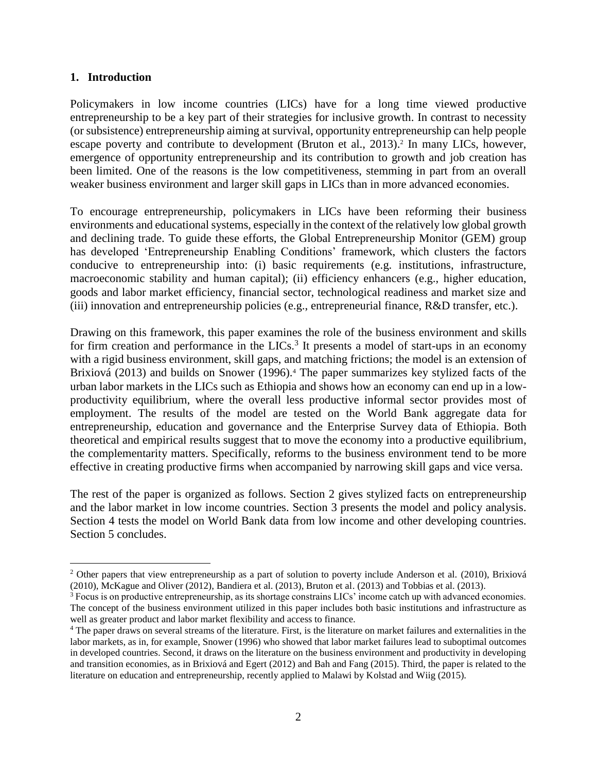## 1. Introduction

Policymakers in low income countries (LICs) have for a long time viewed productive entrepreneurship to be a key part of their strategies for inclusive growth. In contrast to necessity (or subsistence) entrepreneurship aiming at survival, opportunity entrepreneurship can help people escape poverty and contribute to development (Bruton et al., 2013).[2] In many LICs, however, emergence of opportunity entrepreneurship and its contribution to growth and job creation has been limited. One of the reasons is the low competitiveness, stemming in part from an overall weaker business environment and larger skill gaps in LICs than in more advanced economies.

To encourage entrepreneurship, policymakers in LICs have been reforming their business environments and educational systems, especially in the context of the relatively low global growth and declining trade. To guide these efforts, the Global Entrepreneurship Monitor (GEM) group has developed 'Entrepreneurship Enabling Conditions' framework, which clusters the factors conducive to entrepreneurship into: (i) basic requirements (e.g. institutions, infrastructure, macroeconomic stability and human capital); (ii) efficiency enhancers (e.g., higher education, goods and labor market efficiency, financial sector, technological readiness and market size and (iii) innovation and entrepreneurship policies (e.g., entrepreneurial finance, R&D transfer, etc.).

Drawing on this framework, this paper examines the role of the business environment and skills for firm creation and performance in the LICs.[3] It presents a model of start-ups in an economy with a rigid business environment, skill gaps, and matching frictions; the model is an extension of Brixiová (2013) and builds on Snower (1996).[4] The paper summarizes key stylized facts of the urban labor markets in the LICs such as Ethiopia and shows how an economy can end up in a low-productivity equilibrium, where the overall less productive informal sector provides most of employment. The results of the model are tested on the World Bank aggregate data for entrepreneurship, education and governance and the Enterprise Survey data of Ethiopia. Both theoretical and empirical results suggest that to move the economy into a productive equilibrium, the complementarity matters. Specifically, reforms to the business environment tend to be more effective in creating productive firms when accompanied by narrowing skill gaps and vice versa.

The rest of the paper is organized as follows. Section 2 gives stylized facts on entrepreneurship and the labor market in low income countries. Section 3 presents the model and policy analysis. Section 4 tests the model on World Bank data from low income and other developing countries. Section 5 concludes.

---

[2] Other papers that view entrepreneurship as a part of solution to poverty include Anderson et al. (2010), Brixiová (2010), McKague and Oliver (2012), Bandiera et al. (2013), Bruton et al. (2013) and Tobbias et al. (2013).

[3] Focus is on productive entrepreneurship, as its shortage constrains LICs' income catch up with advanced economies. The concept of the business environment utilized in this paper includes both basic institutions and infrastructure as well as greater product and labor market flexibility and access to finance.

[4] The paper draws on several streams of the literature. First, is the literature on market failures and externalities in the labor markets, as in, for example, Snower (1996) who showed that labor market failures lead to suboptimal outcomes in developed countries. Second, it draws on the literature on the business environment and productivity in developing and transition economies, as in Brixiová and Egert (2012) and Bah and Fang (2015). Third, the paper is related to the literature on education and entrepreneurship, recently applied to Malawi by Kolstad and Wiig (2015).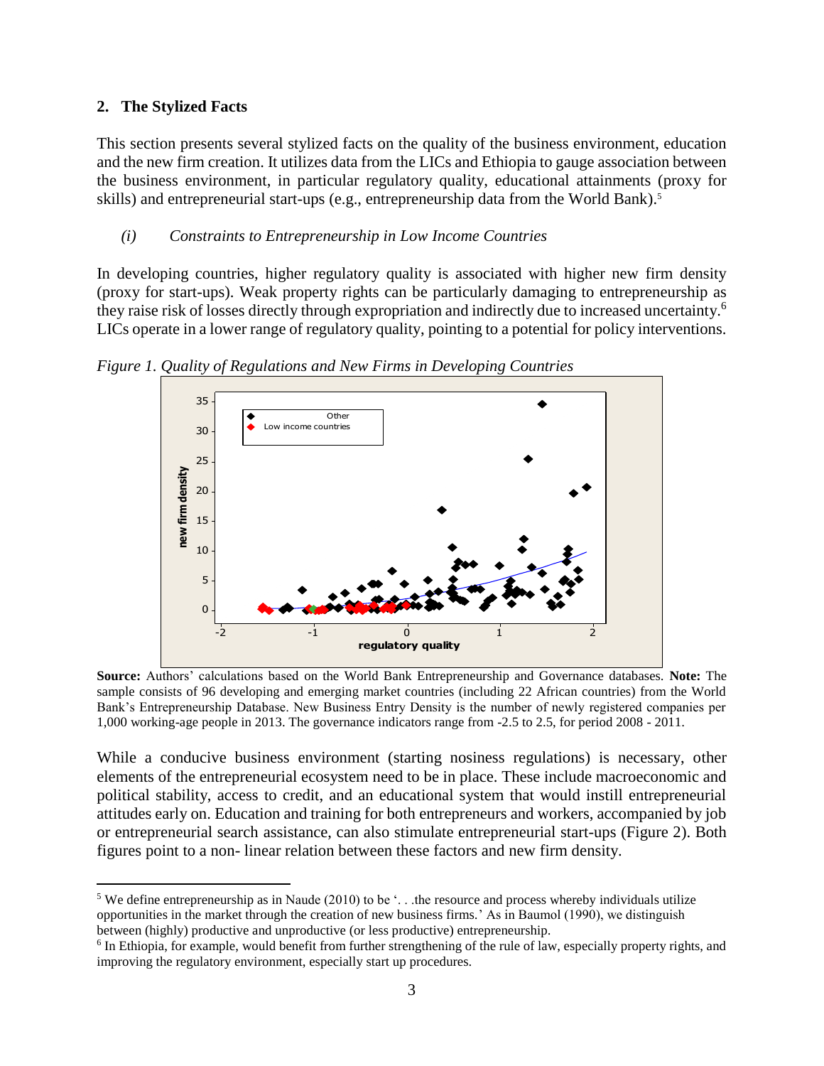## 2. The Stylized Facts

This section presents several stylized facts on the quality of the business environment, education and the new firm creation. It utilizes data from the LICs and Ethiopia to gauge association between the business environment, in particular regulatory quality, educational attainments (proxy for skills) and entrepreneurial start-ups (e.g., entrepreneurship data from the World Bank).[5]

### *(i) Constraints to Entrepreneurship in Low Income Countries*

In developing countries, higher regulatory quality is associated with higher new firm density (proxy for start-ups). Weak property rights can be particularly damaging to entrepreneurship as they raise risk of losses directly through expropriation and indirectly due to increased uncertainty.[6] LICs operate in a lower range of regulatory quality, pointing to a potential for policy interventions.

*Figure 1. Quality of Regulations and New Firms in Developing Countries*

**Source:** Authors' calculations based on the World Bank Entrepreneurship and Governance databases. **Note:** The sample consists of 96 developing and emerging market countries (including 22 African countries) from the World Bank's Entrepreneurship Database. New Business Entry Density is the number of newly registered companies per 1,000 working-age people in 2013. The governance indicators range from -2.5 to 2.5, for period 2008 - 2011.

While a conducive business environment (starting nosiness regulations) is necessary, other elements of the entrepreneurial ecosystem need to be in place. These include macroeconomic and political stability, access to credit, and an educational system that would instill entrepreneurial attitudes early on. Education and training for both entrepreneurs and workers, accompanied by job or entrepreneurial search assistance, can also stimulate entrepreneurial start-ups (Figure 2). Both figures point to a non- linear relation between these factors and new firm density.

---

[5] We define entrepreneurship as in Naude (2010) to be '. . .the resource and process whereby individuals utilize opportunities in the market through the creation of new business firms.' As in Baumol (1990), we distinguish between (highly) productive and unproductive (or less productive) entrepreneurship.

[6] In Ethiopia, for example, would benefit from further strengthening of the rule of law, especially property rights, and improving the regulatory environment, especially start up procedures.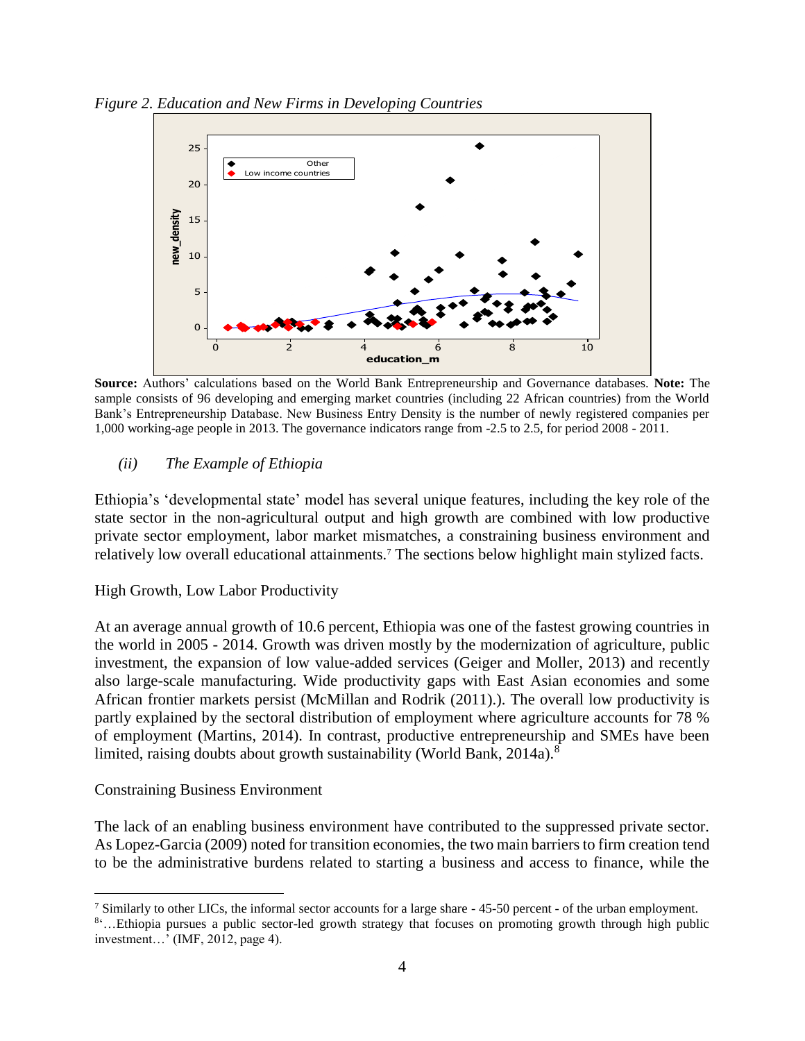*Figure 2. Education and New Firms in Developing Countries*

**Source:** Authors' calculations based on the World Bank Entrepreneurship and Governance databases. **Note:** The sample consists of 96 developing and emerging market countries (including 22 African countries) from the World Bank's Entrepreneurship Database. New Business Entry Density is the number of newly registered companies per 1,000 working-age people in 2013. The governance indicators range from -2.5 to 2.5, for period 2008 - 2011.

### *(ii) The Example of Ethiopia*

Ethiopia's 'developmental state' model has several unique features, including the key role of the state sector in the non-agricultural output and high growth are combined with low productive private sector employment, labor market mismatches, a constraining business environment and relatively low overall educational attainments.[7] The sections below highlight main stylized facts.

#### High Growth, Low Labor Productivity

At an average annual growth of 10.6 percent, Ethiopia was one of the fastest growing countries in the world in 2005 - 2014. Growth was driven mostly by the modernization of agriculture, public investment, the expansion of low value-added services (Geiger and Moller, 2013) and recently also large-scale manufacturing. Wide productivity gaps with East Asian economies and some African frontier markets persist (McMillan and Rodrik (2011).). The overall low productivity is partly explained by the sectoral distribution of employment where agriculture accounts for 78 % of employment (Martins, 2014). In contrast, productive entrepreneurship and SMEs have been limited, raising doubts about growth sustainability (World Bank, 2014a).[8]

#### Constraining Business Environment

The lack of an enabling business environment have contributed to the suppressed private sector. As Lopez-Garcia (2009) noted for transition economies, the two main barriers to firm creation tend to be the administrative burdens related to starting a business and access to finance, while the

---

[7] Similarly to other LICs, the informal sector accounts for a large share - 45-50 percent - of the urban employment.

[8] '…Ethiopia pursues a public sector-led growth strategy that focuses on promoting growth through high public investment…' (IMF, 2012, page 4).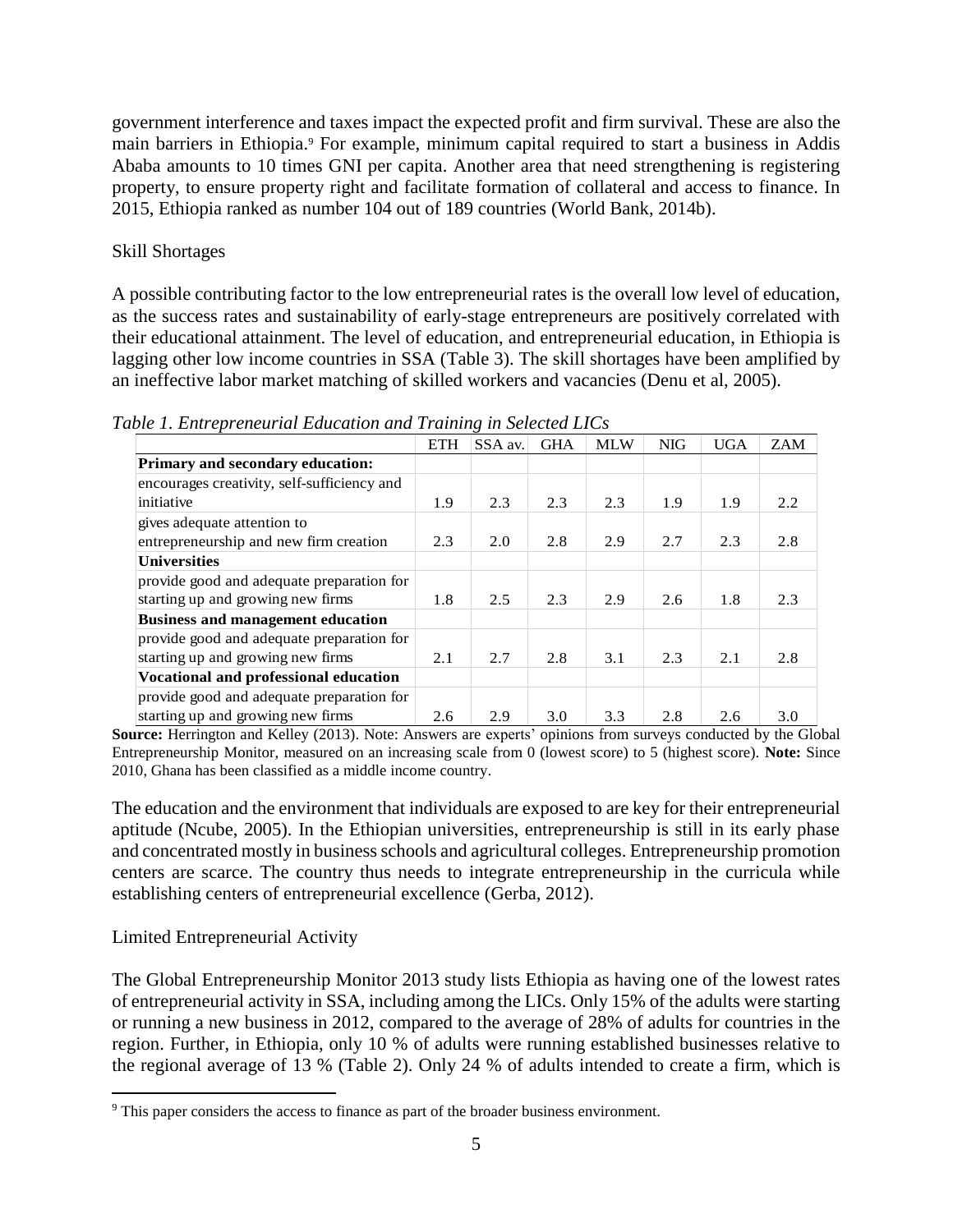government interference and taxes impact the expected profit and firm survival. These are also the main barriers in Ethiopia.[9] For example, minimum capital required to start a business in Addis Ababa amounts to 10 times GNI per capita. Another area that need strengthening is registering property, to ensure property right and facilitate formation of collateral and access to finance. In 2015, Ethiopia ranked as number 104 out of 189 countries (World Bank, 2014b).

## Skill Shortages

A possible contributing factor to the low entrepreneurial rates is the overall low level of education, as the success rates and sustainability of early-stage entrepreneurs are positively correlated with their educational attainment. The level of education, and entrepreneurial education, in Ethiopia is lagging other low income countries in SSA (Table 3). The skill shortages have been amplified by an ineffective labor market matching of skilled workers and vacancies (Denu et al, 2005).

*Table 1. Entrepreneurial Education and Training in Selected LICs*

| | ETH | SSA av. | GHA | MLW | NIG | UGA | ZAM |
|---|---|---|---|---|---|---|---|
| **Primary and secondary education:** | | | | | | | |
| encourages creativity, self-sufficiency and initiative | 1.9 | 2.3 | 2.3 | 2.3 | 1.9 | 1.9 | 2.2 |
| gives adequate attention to entrepreneurship and new firm creation | 2.3 | 2.0 | 2.8 | 2.9 | 2.7 | 2.3 | 2.8 |
| **Universities** | | | | | | | |
| provide good and adequate preparation for starting up and growing new firms | 1.8 | 2.5 | 2.3 | 2.9 | 2.6 | 1.8 | 2.3 |
| **Business and management education** | | | | | | | |
| provide good and adequate preparation for starting up and growing new firms | 2.1 | 2.7 | 2.8 | 3.1 | 2.3 | 2.1 | 2.8 |
| **Vocational and professional education** | | | | | | | |
| provide good and adequate preparation for starting up and growing new firms | 2.6 | 2.9 | 3.0 | 3.3 | 2.8 | 2.6 | 3.0 |

**Source:** Herrington and Kelley (2013). Note: Answers are experts' opinions from surveys conducted by the Global Entrepreneurship Monitor, measured on an increasing scale from 0 (lowest score) to 5 (highest score). **Note:** Since 2010, Ghana has been classified as a middle income country.

The education and the environment that individuals are exposed to are key for their entrepreneurial aptitude (Ncube, 2005). In the Ethiopian universities, entrepreneurship is still in its early phase and concentrated mostly in business schools and agricultural colleges. Entrepreneurship promotion centers are scarce. The country thus needs to integrate entrepreneurship in the curricula while establishing centers of entrepreneurial excellence (Gerba, 2012).

## Limited Entrepreneurial Activity

The Global Entrepreneurship Monitor 2013 study lists Ethiopia as having one of the lowest rates of entrepreneurial activity in SSA, including among the LICs. Only 15% of the adults were starting or running a new business in 2012, compared to the average of 28% of adults for countries in the region. Further, in Ethiopia, only 10 % of adults were running established businesses relative to the regional average of 13 % (Table 2). Only 24 % of adults intended to create a firm, which is

[9] This paper considers the access to finance as part of the broader business environment.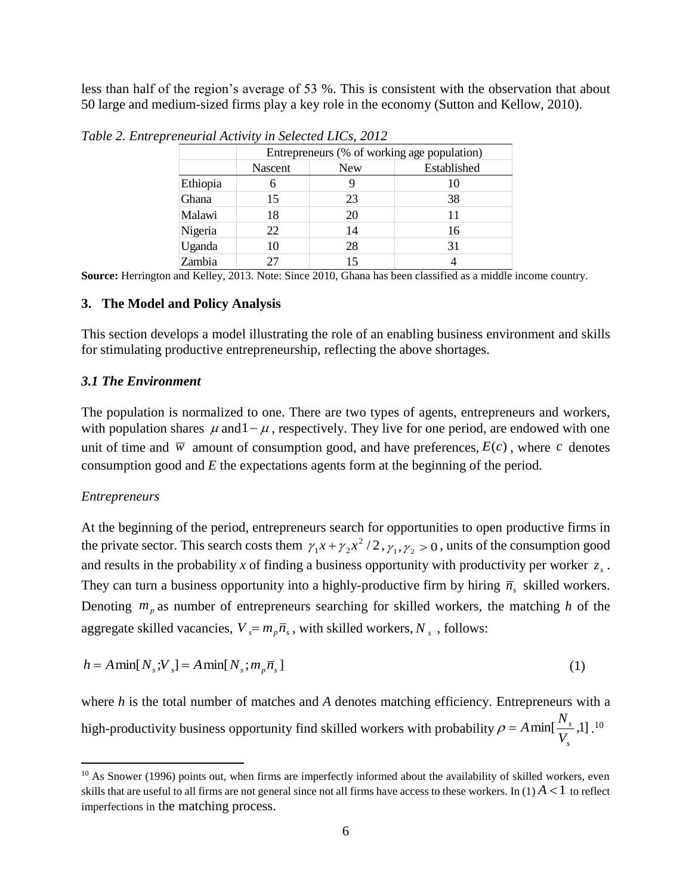less than half of the region's average of 53 %. This is consistent with the observation that about 50 large and medium-sized firms play a key role in the economy (Sutton and Kellow, 2010).

*Table 2. Entrepreneurial Activity in Selected LICs, 2012*

| | Entrepreneurs (% of working age population) | | |
|---|---|---|---|
| | Nascent | New | Established |
| Ethiopia | 6 | 9 | 10 |
| Ghana | 15 | 23 | 38 |
| Malawi | 18 | 20 | 11 |
| Nigeria | 22 | 14 | 16 |
| Uganda | 10 | 28 | 31 |
| Zambia | 27 | 15 | 4 |

**Source:** Herrington and Kelley, 2013. Note: Since 2010, Ghana has been classified as a middle income country.

### 3. The Model and Policy Analysis

This section develops a model illustrating the role of an enabling business environment and skills for stimulating productive entrepreneurship, reflecting the above shortages.

#### *3.1 The Environment*

The population is normalized to one. There are two types of agents, entrepreneurs and workers, with population shares $\mu$ and $1-\mu$, respectively. They live for one period, are endowed with one unit of time and $\overline{w}$ amount of consumption good, and have preferences, $E(c)$, where $c$ denotes consumption good and *E* the expectations agents form at the beginning of the period.

*Entrepreneurs*

At the beginning of the period, entrepreneurs search for opportunities to open productive firms in the private sector. This search costs them $\gamma_1 x + \gamma_2 x^2/2, \gamma_1, \gamma_2 > 0$, units of the consumption good and results in the probability *x* of finding a business opportunity with productivity per worker $z_s$. They can turn a business opportunity into a highly-productive firm by hiring $\overline{n}_s$ skilled workers. Denoting $m_p$ as number of entrepreneurs searching for skilled workers, the matching *h* of the aggregate skilled vacancies, $V_s = m_p \overline{n}_s$, with skilled workers, $N_s$, follows:

$$h = A\min[N_s; V_s] = A\min[N_s; m_p \overline{n}_s] \tag{1}$$

where *h* is the total number of matches and *A* denotes matching efficiency. Entrepreneurs with a high-productivity business opportunity find skilled workers with probability $\rho = A\min[\frac{N_s}{V_s}, 1]$.[10]

[10] As Snower (1996) points out, when firms are imperfectly informed about the availability of skilled workers, even skills that are useful to all firms are not general since not all firms have access to these workers. In (1) $A < 1$ to reflect imperfections in the matching process.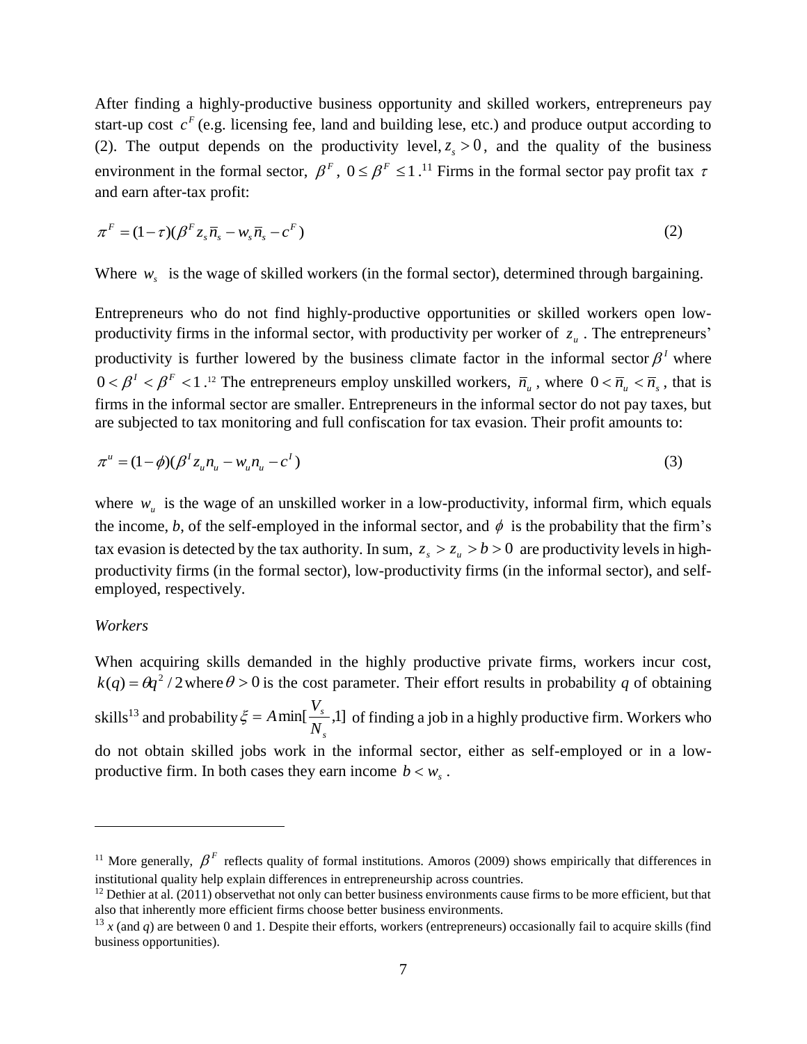After finding a highly-productive business opportunity and skilled workers, entrepreneurs pay start-up cost $c^F$ (e.g. licensing fee, land and building lese, etc.) and produce output according to (2). The output depends on the productivity level, $z_s > 0$, and the quality of the business environment in the formal sector, $\beta^F$, $0 \leq \beta^F \leq 1$.[11] Firms in the formal sector pay profit tax $\tau$ and earn after-tax profit:

$$\pi^F = (1-\tau)(\beta^F z_s \bar{n}_s - w_s \bar{n}_s - c^F) \tag{2}$$

Where $w_s$ is the wage of skilled workers (in the formal sector), determined through bargaining.

Entrepreneurs who do not find highly-productive opportunities or skilled workers open low-productivity firms in the informal sector, with productivity per worker of $z_u$. The entrepreneurs' productivity is further lowered by the business climate factor in the informal sector $\beta^I$ where $0 < \beta^I < \beta^F < 1$.[12] The entrepreneurs employ unskilled workers, $\bar{n}_u$, where $0 < \bar{n}_u < \bar{n}_s$, that is firms in the informal sector are smaller. Entrepreneurs in the informal sector do not pay taxes, but are subjected to tax monitoring and full confiscation for tax evasion. Their profit amounts to:

$$\pi^u = (1-\phi)(\beta^I z_u n_u - w_u n_u - c^I) \tag{3}$$

where $w_u$ is the wage of an unskilled worker in a low-productivity, informal firm, which equals the income, $b$, of the self-employed in the informal sector, and $\phi$ is the probability that the firm's tax evasion is detected by the tax authority. In sum, $z_s > z_u > b > 0$ are productivity levels in high-productivity firms (in the formal sector), low-productivity firms (in the informal sector), and self-employed, respectively.

*Workers*

When acquiring skills demanded in the highly productive private firms, workers incur cost, $k(q) = \theta q^2 / 2$ where $\theta > 0$ is the cost parameter. Their effort results in probability $q$ of obtaining skills[13] and probability $\xi = A \min[\frac{V_s}{N_s}, 1]$ of finding a job in a highly productive firm. Workers who do not obtain skilled jobs work in the informal sector, either as self-employed or in a low-productive firm. In both cases they earn income $b < w_s$.

---

[11] More generally, $\beta^F$ reflects quality of formal institutions. Amoros (2009) shows empirically that differences in institutional quality help explain differences in entrepreneurship across countries.

[12] Dethier at al. (2011) observethat not only can better business environments cause firms to be more efficient, but that also that inherently more efficient firms choose better business environments.

[13] $x$ (and $q$) are between 0 and 1. Despite their efforts, workers (entrepreneurs) occasionally fail to acquire skills (find business opportunities).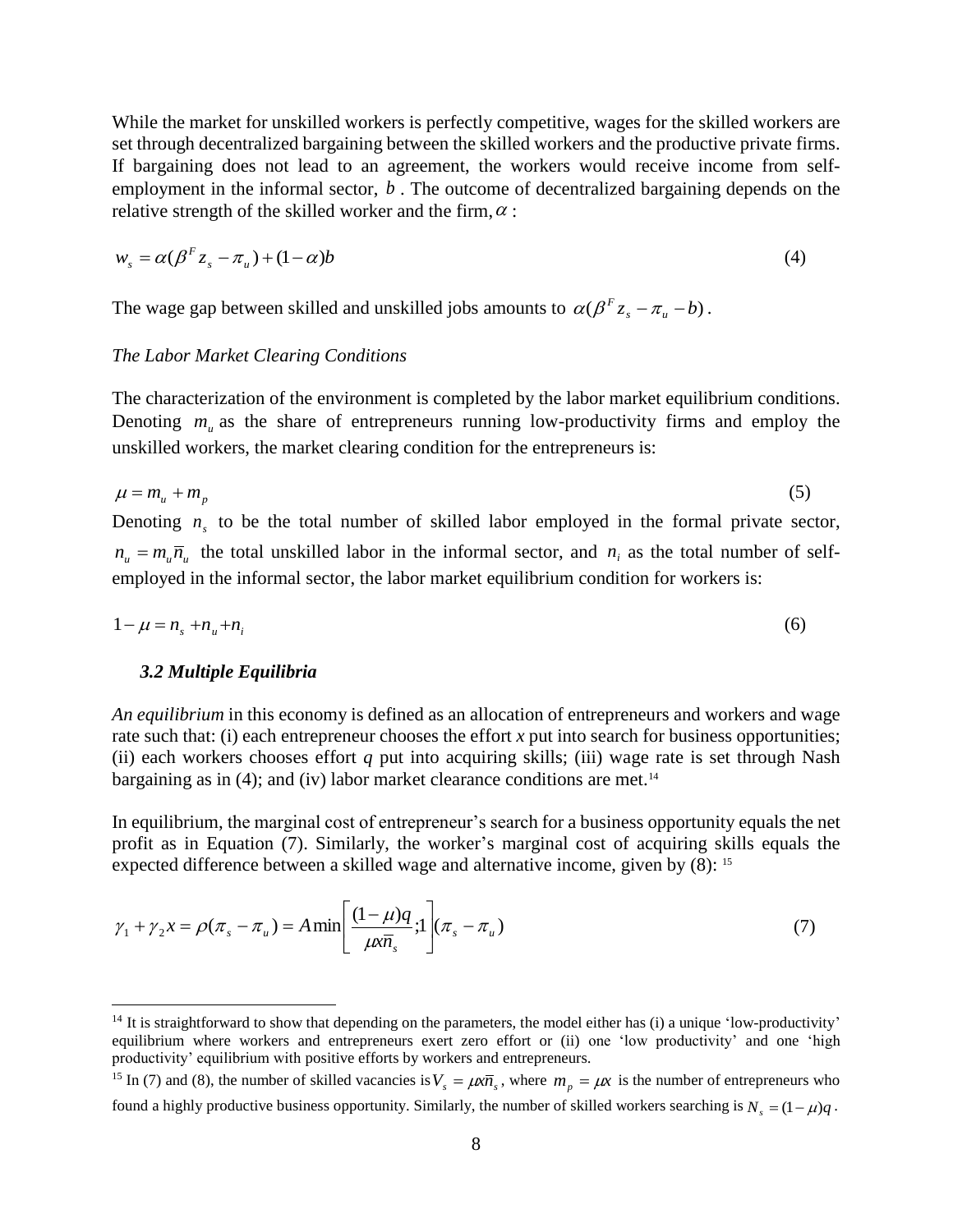While the market for unskilled workers is perfectly competitive, wages for the skilled workers are set through decentralized bargaining between the skilled workers and the productive private firms. If bargaining does not lead to an agreement, the workers would receive income from self-employment in the informal sector, $b$. The outcome of decentralized bargaining depends on the relative strength of the skilled worker and the firm, $\alpha$:

$$w_s = \alpha(\beta^F z_s - \pi_u) + (1-\alpha)b \tag{4}$$

The wage gap between skilled and unskilled jobs amounts to $\alpha(\beta^F z_s - \pi_u - b)$.

*The Labor Market Clearing Conditions*

The characterization of the environment is completed by the labor market equilibrium conditions. Denoting $m_u$ as the share of entrepreneurs running low-productivity firms and employ the unskilled workers, the market clearing condition for the entrepreneurs is:

$$\mu = m_u + m_p \tag{5}$$

Denoting $n_s$ to be the total number of skilled labor employed in the formal private sector, $n_u = m_u \bar{n}_u$ the total unskilled labor in the informal sector, and $n_i$ as the total number of self-employed in the informal sector, the labor market equilibrium condition for workers is:

$$1-\mu = n_s + n_u + n_i \tag{6}$$

### 3.2 Multiple Equilibria

*An equilibrium* in this economy is defined as an allocation of entrepreneurs and workers and wage rate such that: (i) each entrepreneur chooses the effort *x* put into search for business opportunities; (ii) each workers chooses effort *q* put into acquiring skills; (iii) wage rate is set through Nash bargaining as in (4); and (iv) labor market clearance conditions are met.[14]

In equilibrium, the marginal cost of entrepreneur's search for a business opportunity equals the net profit as in Equation (7). Similarly, the worker's marginal cost of acquiring skills equals the expected difference between a skilled wage and alternative income, given by (8): [15]

$$\gamma_1 + \gamma_2 x = \rho(\pi_s - \pi_u) = A \min\left[\frac{(1-\mu)q}{\mu x \bar{n}_s};1\right](\pi_s - \pi_u) \tag{7}$$

---

[14] It is straightforward to show that depending on the parameters, the model either has (i) a unique 'low-productivity' equilibrium where workers and entrepreneurs exert zero effort or (ii) one 'low productivity' and one 'high productivity' equilibrium with positive efforts by workers and entrepreneurs.

[15] In (7) and (8), the number of skilled vacancies is $V_s = \mu x \bar{n}_s$, where $m_p = \mu x$ is the number of entrepreneurs who found a highly productive business opportunity. Similarly, the number of skilled workers searching is $N_s = (1-\mu)q$.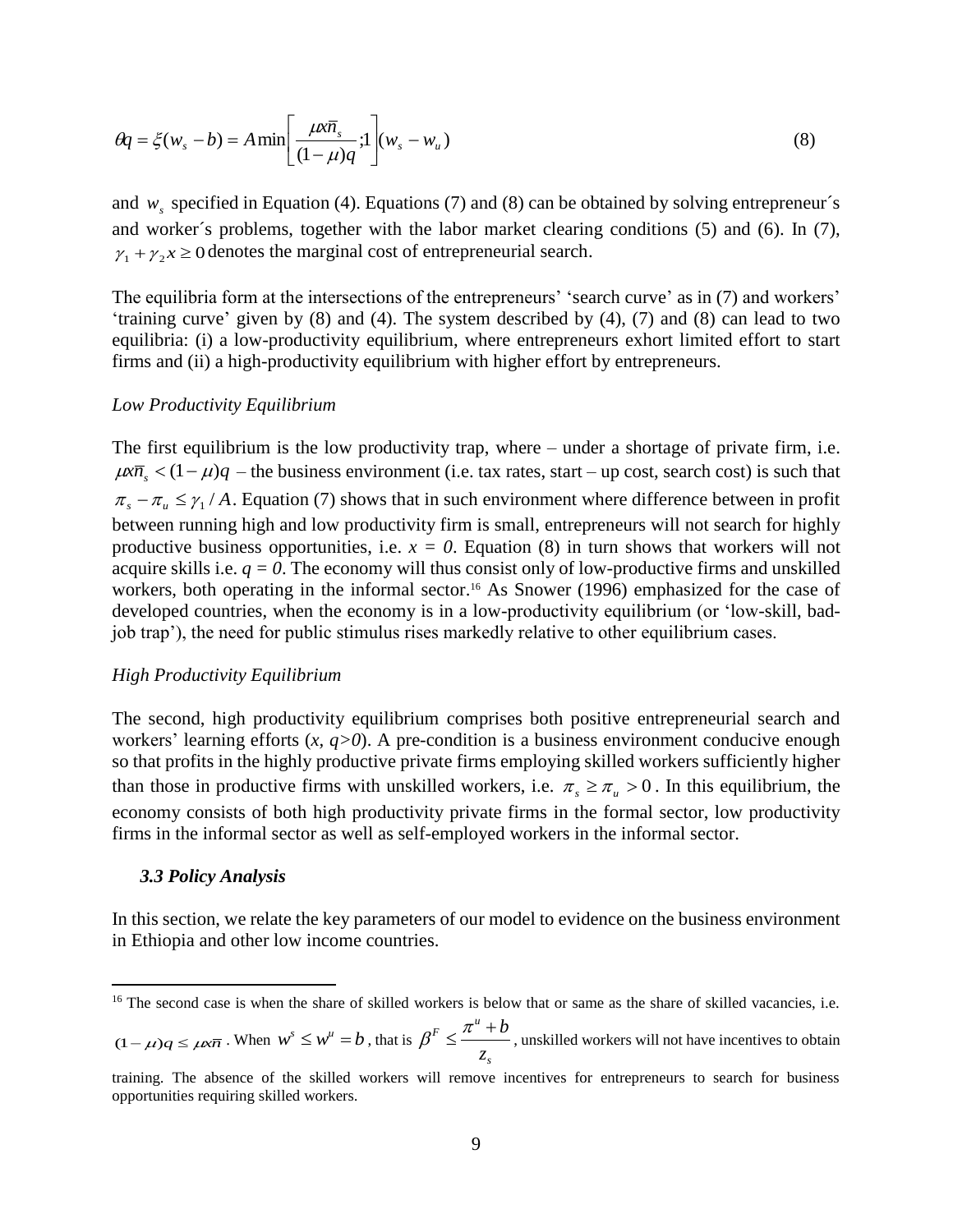$$\theta q = \xi(w_s - b) = A\min\left[\frac{\mu x\bar{n}_s}{(1-\mu)q};1\right](w_s - w_u) \tag{8}$$

and $w_s$ specified in Equation (4). Equations (7) and (8) can be obtained by solving entrepreneur´s and worker´s problems, together with the labor market clearing conditions (5) and (6). In (7), $\gamma_1 + \gamma_2 x \geq 0$ denotes the marginal cost of entrepreneurial search.

The equilibria form at the intersections of the entrepreneurs' 'search curve' as in (7) and workers' 'training curve' given by (8) and (4). The system described by (4), (7) and (8) can lead to two equilibria: (i) a low-productivity equilibrium, where entrepreneurs exhort limited effort to start firms and (ii) a high-productivity equilibrium with higher effort by entrepreneurs.

*Low Productivity Equilibrium*

The first equilibrium is the low productivity trap, where – under a shortage of private firm, i.e. $\mu x\bar{n}_s < (1-\mu)q$ – the business environment (i.e. tax rates, start – up cost, search cost) is such that $\pi_s - \pi_u \leq \gamma_1 / A$. Equation (7) shows that in such environment where difference between in profit between running high and low productivity firm is small, entrepreneurs will not search for highly productive business opportunities, i.e. $x = 0$. Equation (8) in turn shows that workers will not acquire skills i.e. $q = 0$. The economy will thus consist only of low-productive firms and unskilled workers, both operating in the informal sector.[16] As Snower (1996) emphasized for the case of developed countries, when the economy is in a low-productivity equilibrium (or 'low-skill, bad-job trap'), the need for public stimulus rises markedly relative to other equilibrium cases.

*High Productivity Equilibrium*

The second, high productivity equilibrium comprises both positive entrepreneurial search and workers' learning efforts ($x$, $q>0$). A pre-condition is a business environment conducive enough so that profits in the highly productive private firms employing skilled workers sufficiently higher than those in productive firms with unskilled workers, i.e. $\pi_s \geq \pi_u > 0$. In this equilibrium, the economy consists of both high productivity private firms in the formal sector, low productivity firms in the informal sector as well as self-employed workers in the informal sector.

### *3.3 Policy Analysis*

In this section, we relate the key parameters of our model to evidence on the business environment in Ethiopia and other low income countries.

---

[16] The second case is when the share of skilled workers is below that or same as the share of skilled vacancies, i.e. $(1-\mu)q \leq \mu x\bar{n}$. When $w^s \leq w^u = b$, that is $\beta^F \leq \dfrac{\pi^u + b}{z_s}$, unskilled workers will not have incentives to obtain training. The absence of the skilled workers will remove incentives for entrepreneurs to search for business opportunities requiring skilled workers.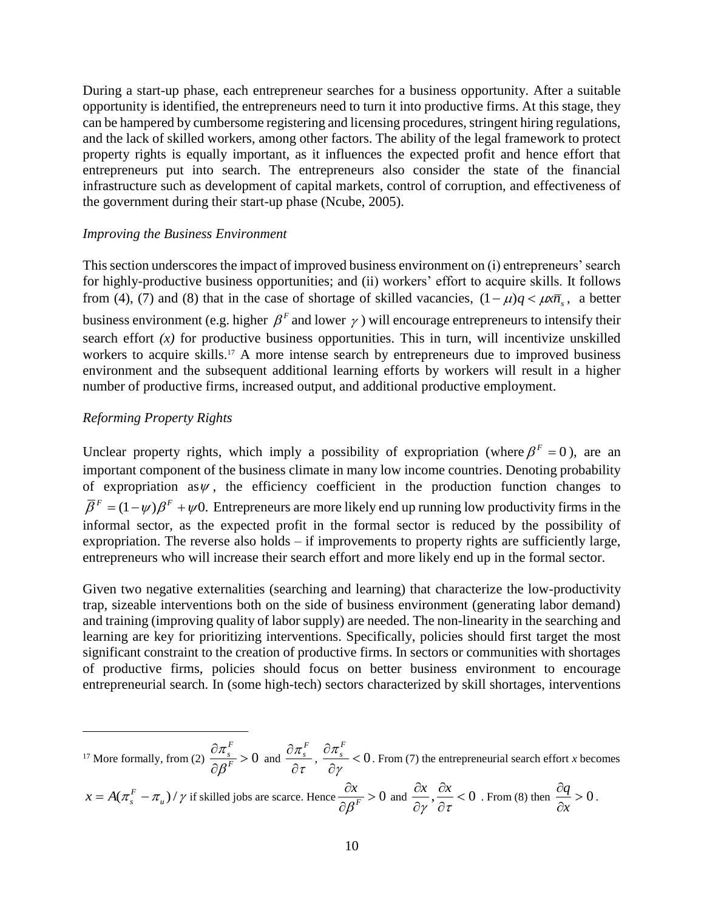During a start-up phase, each entrepreneur searches for a business opportunity. After a suitable opportunity is identified, the entrepreneurs need to turn it into productive firms. At this stage, they can be hampered by cumbersome registering and licensing procedures, stringent hiring regulations, and the lack of skilled workers, among other factors. The ability of the legal framework to protect property rights is equally important, as it influences the expected profit and hence effort that entrepreneurs put into search. The entrepreneurs also consider the state of the financial infrastructure such as development of capital markets, control of corruption, and effectiveness of the government during their start-up phase (Ncube, 2005).

*Improving the Business Environment*

This section underscores the impact of improved business environment on (i) entrepreneurs' search for highly-productive business opportunities; and (ii) workers' effort to acquire skills. It follows from (4), (7) and (8) that in the case of shortage of skilled vacancies, $(1-\mu)q < \mu x \overline{n}_s$, a better business environment (e.g. higher $\beta^F$ and lower $\gamma$) will encourage entrepreneurs to intensify their search effort *(x)* for productive business opportunities. This in turn, will incentivize unskilled workers to acquire skills.[17] A more intense search by entrepreneurs due to improved business environment and the subsequent additional learning efforts by workers will result in a higher number of productive firms, increased output, and additional productive employment.

*Reforming Property Rights*

Unclear property rights, which imply a possibility of expropriation (where $\beta^F = 0$), are an important component of the business climate in many low income countries. Denoting probability of expropriation as $\psi$, the efficiency coefficient in the production function changes to $\overline{\beta}^F = (1-\psi)\beta^F + \psi 0.$ Entrepreneurs are more likely end up running low productivity firms in the informal sector, as the expected profit in the formal sector is reduced by the possibility of expropriation. The reverse also holds – if improvements to property rights are sufficiently large, entrepreneurs who will increase their search effort and more likely end up in the formal sector.

Given two negative externalities (searching and learning) that characterize the low-productivity trap, sizeable interventions both on the side of business environment (generating labor demand) and training (improving quality of labor supply) are needed. The non-linearity in the searching and learning are key for prioritizing interventions. Specifically, policies should first target the most significant constraint to the creation of productive firms. In sectors or communities with shortages of productive firms, policies should focus on better business environment to encourage entrepreneurial search. In (some high-tech) sectors characterized by skill shortages, interventions

---

[17] More formally, from (2) $\frac{\partial \pi_s^F}{\partial \beta^F} > 0$ and $\frac{\partial \pi_s^F}{\partial \tau}$, $\frac{\partial \pi_s^F}{\partial \gamma} < 0$. From (7) the entrepreneurial search effort *x* becomes $x = A(\pi_s^F - \pi_u)/\gamma$ if skilled jobs are scarce. Hence $\frac{\partial x}{\partial \beta^F} > 0$ and $\frac{\partial x}{\partial \gamma}, \frac{\partial x}{\partial \tau} < 0$ . From (8) then $\frac{\partial q}{\partial x} > 0$.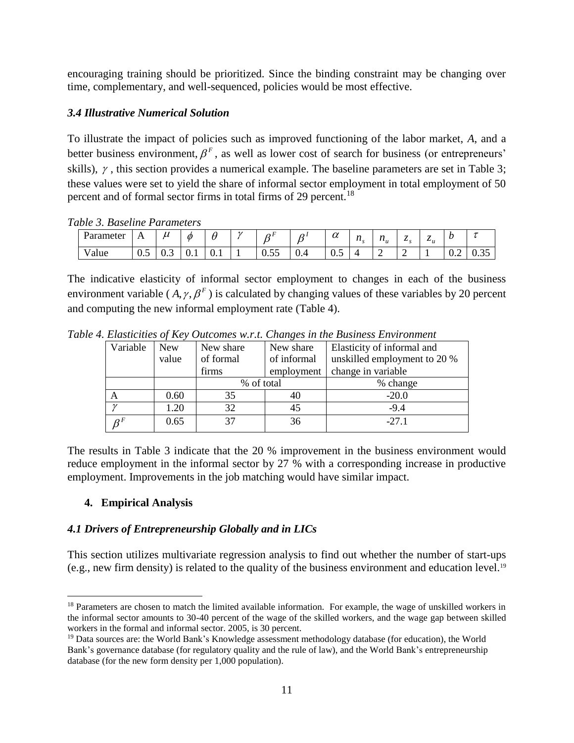encouraging training should be prioritized. Since the binding constraint may be changing over time, complementary, and well-sequenced, policies would be most effective.

### *3.4 Illustrative Numerical Solution*

To illustrate the impact of policies such as improved functioning of the labor market, *A*, and a better business environment, $\beta^F$, as well as lower cost of search for business (or entrepreneurs' skills), $\gamma$, this section provides a numerical example. The baseline parameters are set in Table 3; these values were set to yield the share of informal sector employment in total employment of 50 percent and of formal sector firms in total firms of 29 percent.[18]

*Table 3. Baseline Parameters*

| Parameter | A | $\mu$ | $\phi$ | $\theta$ | $\gamma$ | $\beta^F$ | $\beta^I$ | $\alpha$ | $n_s$ | $n_u$ | $z_s$ | $z_u$ | $b$ | $\tau$ |
|---|---|---|---|---|---|---|---|---|---|---|---|---|---|---|
| Value | 0.5 | 0.3 | 0.1 | 0.1 | 1 | 0.55 | 0.4 | 0.5 | 4 | 2 | 2 | 1 | 0.2 | 0.35 |

The indicative elasticity of informal sector employment to changes in each of the business environment variable ($A, \gamma, \beta^F$) is calculated by changing values of these variables by 20 percent and computing the new informal employment rate (Table 4).

*Table 4. Elasticities of Key Outcomes w.r.t. Changes in the Business Environment*

| Variable | New value | New share of formal firms | New share of informal employment | Elasticity of informal and unskilled employment to 20 % change in variable |
|---|---|---|---|---|
| | | % of total | | % change |
| A | 0.60 | 35 | 40 | -20.0 |
| $\gamma$ | 1.20 | 32 | 45 | -9.4 |
| $\beta^F$ | 0.65 | 37 | 36 | -27.1 |

The results in Table 3 indicate that the 20 % improvement in the business environment would reduce employment in the informal sector by 27 % with a corresponding increase in productive employment. Improvements in the job matching would have similar impact.

## 4. Empirical Analysis

### *4.1 Drivers of Entrepreneurship Globally and in LICs*

This section utilizes multivariate regression analysis to find out whether the number of start-ups (e.g., new firm density) is related to the quality of the business environment and education level.[19]

---

[18] Parameters are chosen to match the limited available information. For example, the wage of unskilled workers in the informal sector amounts to 30-40 percent of the wage of the skilled workers, and the wage gap between skilled workers in the formal and informal sector. 2005, is 30 percent.

[19] Data sources are: the World Bank's Knowledge assessment methodology database (for education), the World Bank's governance database (for regulatory quality and the rule of law), and the World Bank's entrepreneurship database (for the new form density per 1,000 population).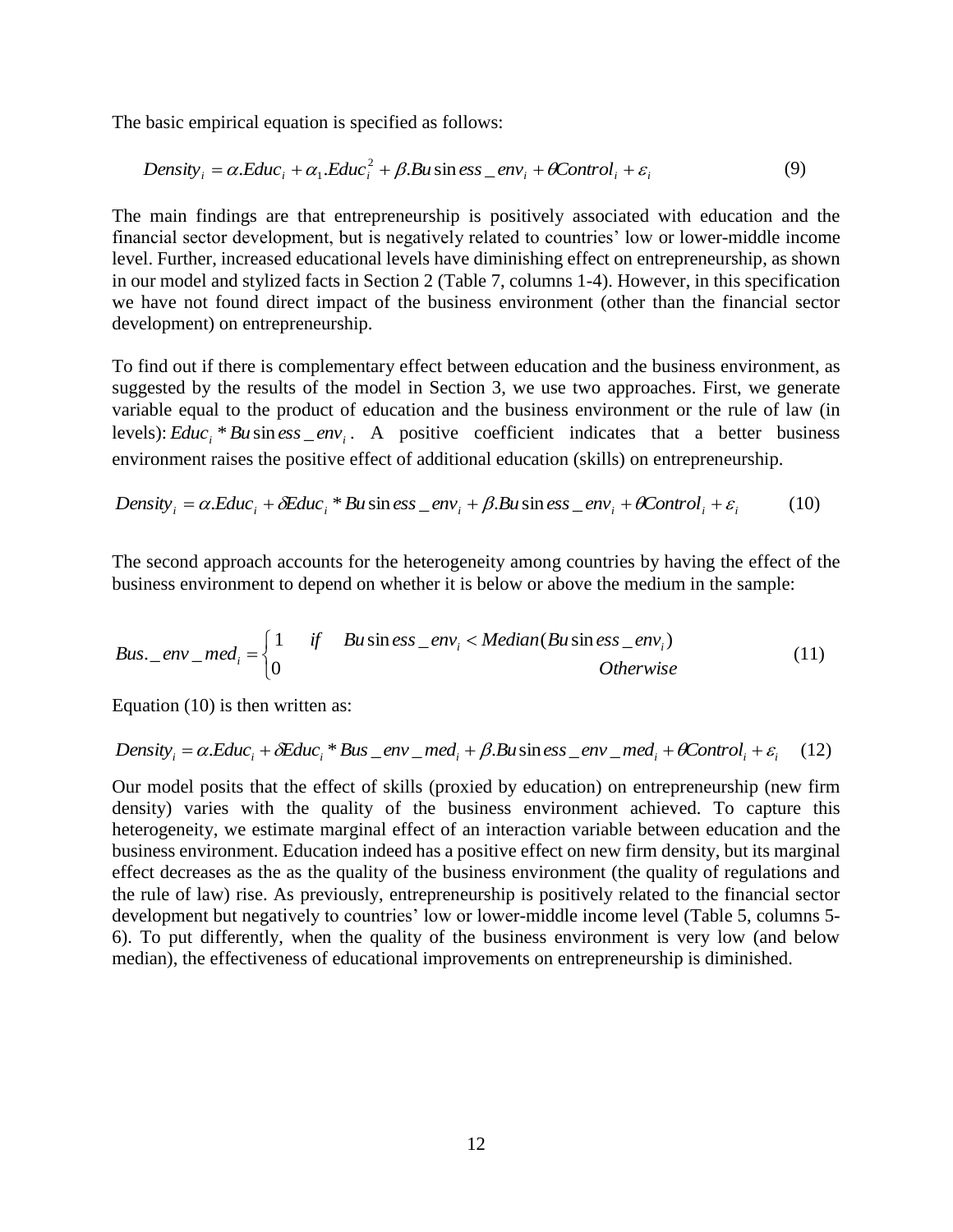The basic empirical equation is specified as follows:

$$Density_i = \alpha.Educ_i + \alpha_1.Educ_i^2 + \beta.Business\_env_i + \theta Control_i + \varepsilon_i \tag{9}$$

The main findings are that entrepreneurship is positively associated with education and the financial sector development, but is negatively related to countries' low or lower-middle income level. Further, increased educational levels have diminishing effect on entrepreneurship, as shown in our model and stylized facts in Section 2 (Table 7, columns 1-4). However, in this specification we have not found direct impact of the business environment (other than the financial sector development) on entrepreneurship.

To find out if there is complementary effect between education and the business environment, as suggested by the results of the model in Section 3, we use two approaches. First, we generate variable equal to the product of education and the business environment or the rule of law (in levels): $Educ_i * Business\_env_i$. A positive coefficient indicates that a better business environment raises the positive effect of additional education (skills) on entrepreneurship.

$$Density_i = \alpha.Educ_i + \delta Educ_i * Business\_env_i + \beta.Business\_env_i + \theta Control_i + \varepsilon_i \tag{10}$$

The second approach accounts for the heterogeneity among countries by having the effect of the business environment to depend on whether it is below or above the medium in the sample:

$$Bus.\_env\_med_i = \begin{cases} 1 & if \quad Business\_env_i < Median(Business\_env_i) \\ 0 & \qquad\qquad\qquad\qquad\qquad Otherwise \end{cases} \tag{11}$$

Equation (10) is then written as:

$$Density_i = \alpha.Educ_i + \delta Educ_i * Bus\_env\_med_i + \beta.Business\_env\_med_i + \theta Control_i + \varepsilon_i \tag{12}$$

Our model posits that the effect of skills (proxied by education) on entrepreneurship (new firm density) varies with the quality of the business environment achieved. To capture this heterogeneity, we estimate marginal effect of an interaction variable between education and the business environment. Education indeed has a positive effect on new firm density, but its marginal effect decreases as the as the quality of the business environment (the quality of regulations and the rule of law) rise. As previously, entrepreneurship is positively related to the financial sector development but negatively to countries' low or lower-middle income level (Table 5, columns 5-6). To put differently, when the quality of the business environment is very low (and below median), the effectiveness of educational improvements on entrepreneurship is diminished.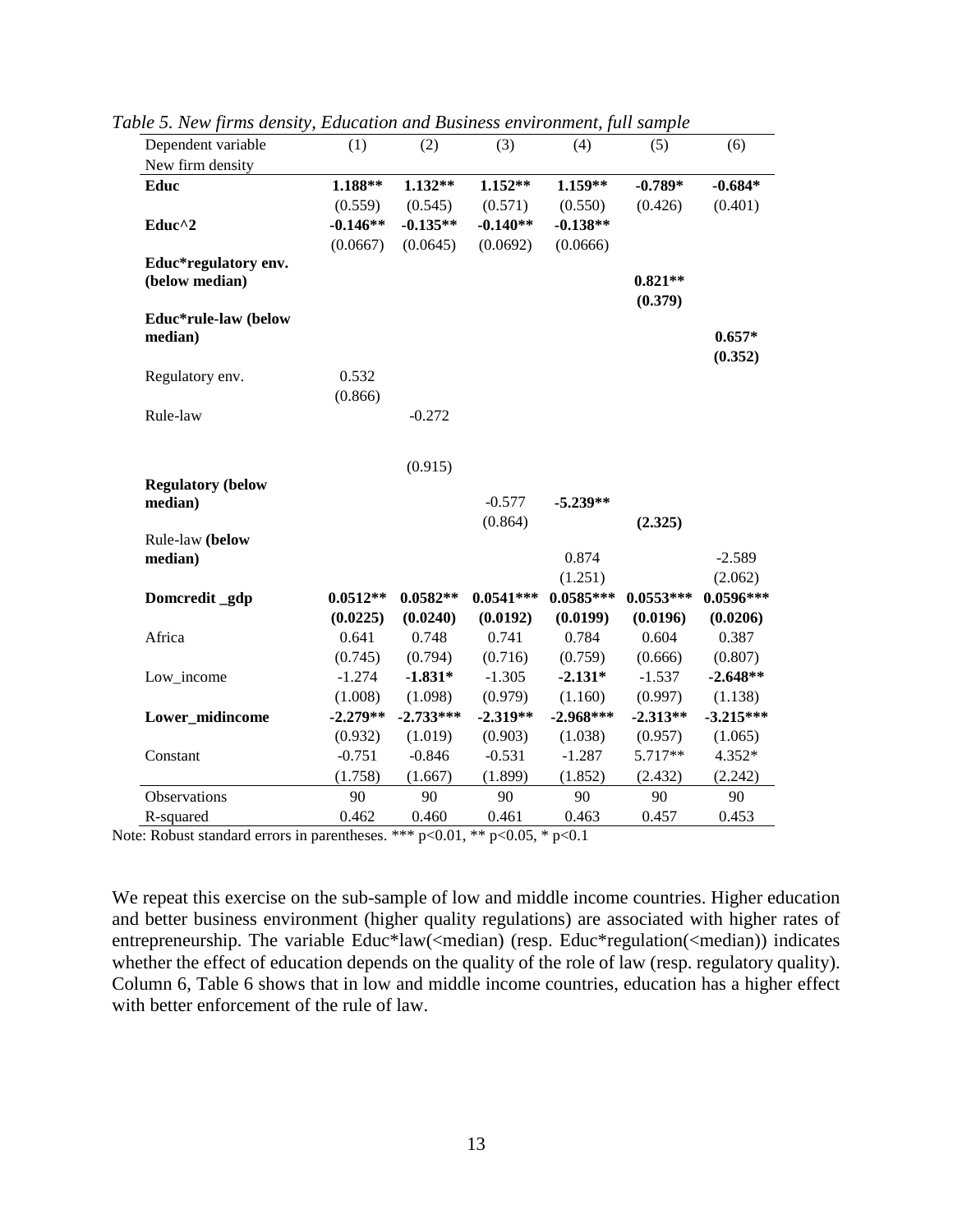*Table 5. New firms density, Education and Business environment, full sample*

| Dependent variable New firm density | (1) | (2) | (3) | (4) | (5) | (6) |
|---|---|---|---|---|---|---|
| **Educ** | **1.188**** | **1.132**** | **1.152**** | **1.159**** | **-0.789*** | **-0.684*** |
| | (0.559) | (0.545) | (0.571) | (0.550) | (0.426) | (0.401) |
| **Educ^2** | **-0.146**** | **-0.135**** | **-0.140**** | **-0.138**** | | |
| | (0.0667) | (0.0645) | (0.0692) | (0.0666) | | |
| **Educ*regulatory env. (below median)** | | | | | **0.821**** | |
| | | | | | **(0.379)** | |
| **Educ*rule-law (below median)** | | | | | | **0.657*** |
| | | | | | | **(0.352)** |
| Regulatory env. | 0.532 | | | | | |
| | (0.866) | | | | | |
| Rule-law | | -0.272 | | | | |
| | | (0.915) | | | | |
| **Regulatory (below median)** | | | -0.577 | **-5.239**** | | |
| | | | (0.864) | | **(2.325)** | |
| Rule-law **(below median)** | | | | 0.874 | | -2.589 |
| | | | | (1.251) | | (2.062) |
| **Domcredit _gdp** | **0.0512**** | **0.0582**** | **0.0541***** | **0.0585***** | **0.0553***** | **0.0596***** |
| | **(0.0225)** | **(0.0240)** | **(0.0192)** | **(0.0199)** | **(0.0196)** | **(0.0206)** |
| Africa | 0.641 | 0.748 | 0.741 | 0.784 | 0.604 | 0.387 |
| | (0.745) | (0.794) | (0.716) | (0.759) | (0.666) | (0.807) |
| Low_income | -1.274 | **-1.831*** | -1.305 | **-2.131*** | -1.537 | **-2.648**** |
| | (1.008) | (1.098) | (0.979) | (1.160) | (0.997) | (1.138) |
| **Lower_midincome** | **-2.279**** | **-2.733***** | **-2.319**** | **-2.968***** | **-2.313**** | **-3.215***** |
| | (0.932) | (1.019) | (0.903) | (1.038) | (0.957) | (1.065) |
| Constant | -0.751 | -0.846 | -0.531 | -1.287 | 5.717** | 4.352* |
| | (1.758) | (1.667) | (1.899) | (1.852) | (2.432) | (2.242) |
| Observations | 90 | 90 | 90 | 90 | 90 | 90 |
| R-squared | 0.462 | 0.460 | 0.461 | 0.463 | 0.457 | 0.453 |

Note: Robust standard errors in parentheses. *** p<0.01, ** p<0.05, * p<0.1

We repeat this exercise on the sub-sample of low and middle income countries. Higher education and better business environment (higher quality regulations) are associated with higher rates of entrepreneurship. The variable Educ*law(<median) (resp. Educ*regulation(<median)) indicates whether the effect of education depends on the quality of the role of law (resp. regulatory quality). Column 6, Table 6 shows that in low and middle income countries, education has a higher effect with better enforcement of the rule of law.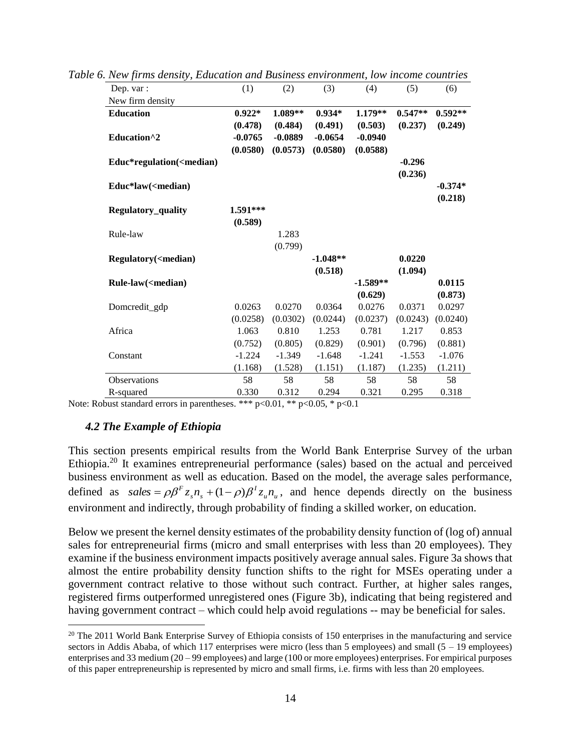*Table 6. New firms density, Education and Business environment, low income countries*

| Dep. var : New firm density | (1) | (2) | (3) | (4) | (5) | (6) |
|---|---|---|---|---|---|---|
| **Education** | **0.922*** | **1.089**** | **0.934*** | **1.179**** | **0.547**** | **0.592**** |
| | **(0.478)** | **(0.484)** | **(0.491)** | **(0.503)** | **(0.237)** | **(0.249)** |
| **Education^2** | **-0.0765** | **-0.0889** | **-0.0654** | **-0.0940** | | |
| | **(0.0580)** | **(0.0573)** | **(0.0580)** | **(0.0588)** | | |
| **Educ*regulation(<median)** | | | | | **-0.296** | |
| | | | | | **(0.236)** | |
| **Educ*law(<median)** | | | | | | **-0.374*** |
| | | | | | | **(0.218)** |
| **Regulatory_quality** | **1.591***** | | | | | |
| | **(0.589)** | | | | | |
| Rule-law | | 1.283 | | | | |
| | | (0.799) | | | | |
| **Regulatory(<median)** | | | **-1.048**** | | **0.0220** | |
| | | | **(0.518)** | | **(1.094)** | |
| **Rule-law(<median)** | | | | **-1.589**** | | **0.0115** |
| | | | | **(0.629)** | | **(0.873)** |
| Domcredit_gdp | 0.0263 | 0.0270 | 0.0364 | 0.0276 | 0.0371 | 0.0297 |
| | (0.0258) | (0.0302) | (0.0244) | (0.0237) | (0.0243) | (0.0240) |
| Africa | 1.063 | 0.810 | 1.253 | 0.781 | 1.217 | 0.853 |
| | (0.752) | (0.805) | (0.829) | (0.901) | (0.796) | (0.881) |
| Constant | -1.224 | -1.349 | -1.648 | -1.241 | -1.553 | -1.076 |
| | (1.168) | (1.528) | (1.151) | (1.187) | (1.235) | (1.211) |
| Observations | 58 | 58 | 58 | 58 | 58 | 58 |
| R-squared | 0.330 | 0.312 | 0.294 | 0.321 | 0.295 | 0.318 |

Note: Robust standard errors in parentheses. *** p<0.01, ** p<0.05, * p<0.1

### *4.2 The Example of Ethiopia*

This section presents empirical results from the World Bank Enterprise Survey of the urban Ethiopia.[20] It examines entrepreneurial performance (sales) based on the actual and perceived business environment as well as education. Based on the model, the average sales performance, defined as $sales = \rho\beta^F z_s n_s + (1-\rho)\beta^I z_u n_u$, and hence depends directly on the business environment and indirectly, through probability of finding a skilled worker, on education.

Below we present the kernel density estimates of the probability density function of (log of) annual sales for entrepreneurial firms (micro and small enterprises with less than 20 employees). They examine if the business environment impacts positively average annual sales. Figure 3a shows that almost the entire probability density function shifts to the right for MSEs operating under a government contract relative to those without such contract. Further, at higher sales ranges, registered firms outperformed unregistered ones (Figure 3b), indicating that being registered and having government contract – which could help avoid regulations -- may be beneficial for sales.

[20] The 2011 World Bank Enterprise Survey of Ethiopia consists of 150 enterprises in the manufacturing and service sectors in Addis Ababa, of which 117 enterprises were micro (less than 5 employees) and small (5 – 19 employees) enterprises and 33 medium (20 – 99 employees) and large (100 or more employees) enterprises. For empirical purposes of this paper entrepreneurship is represented by micro and small firms, i.e. firms with less than 20 employees.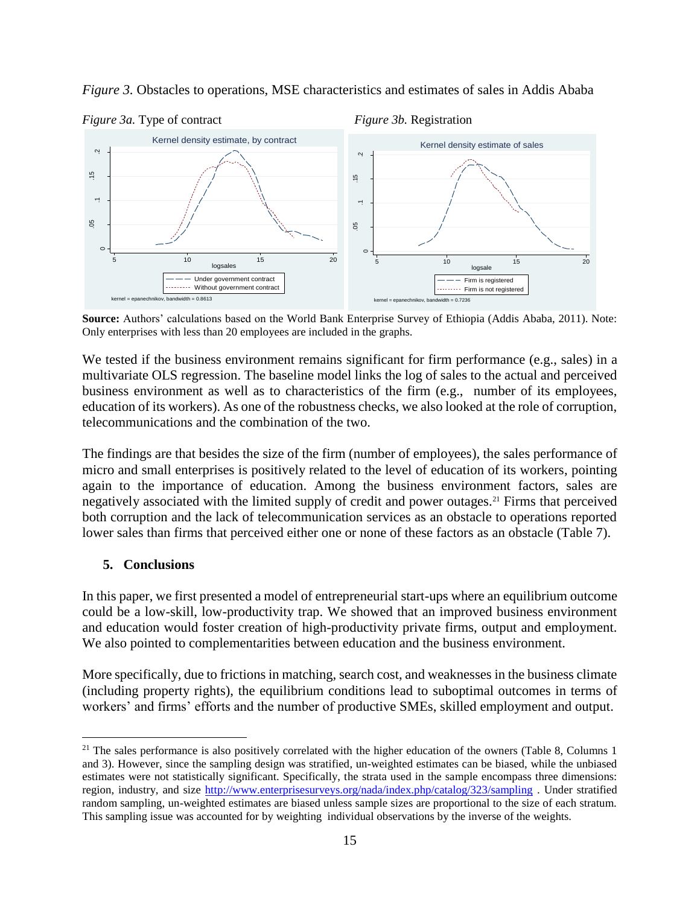*Figure 3.* Obstacles to operations, MSE characteristics and estimates of sales in Addis Ababa

*Figure 3a.* Type of contract

*Figure 3b.* Registration

**Source:** Authors' calculations based on the World Bank Enterprise Survey of Ethiopia (Addis Ababa, 2011). Note: Only enterprises with less than 20 employees are included in the graphs.

We tested if the business environment remains significant for firm performance (e.g., sales) in a multivariate OLS regression. The baseline model links the log of sales to the actual and perceived business environment as well as to characteristics of the firm (e.g., number of its employees, education of its workers). As one of the robustness checks, we also looked at the role of corruption, telecommunications and the combination of the two.

The findings are that besides the size of the firm (number of employees), the sales performance of micro and small enterprises is positively related to the level of education of its workers, pointing again to the importance of education. Among the business environment factors, sales are negatively associated with the limited supply of credit and power outages.[21] Firms that perceived both corruption and the lack of telecommunication services as an obstacle to operations reported lower sales than firms that perceived either one or none of these factors as an obstacle (Table 7).

## 5. Conclusions

In this paper, we first presented a model of entrepreneurial start-ups where an equilibrium outcome could be a low-skill, low-productivity trap. We showed that an improved business environment and education would foster creation of high-productivity private firms, output and employment. We also pointed to complementarities between education and the business environment.

More specifically, due to frictions in matching, search cost, and weaknesses in the business climate (including property rights), the equilibrium conditions lead to suboptimal outcomes in terms of workers' and firms' efforts and the number of productive SMEs, skilled employment and output.

[21] The sales performance is also positively correlated with the higher education of the owners (Table 8, Columns 1 and 3). However, since the sampling design was stratified, un-weighted estimates can be biased, while the unbiased estimates were not statistically significant. Specifically, the strata used in the sample encompass three dimensions: region, industry, and size http://www.enterprisesurveys.org/nada/index.php/catalog/323/sampling . Under stratified random sampling, un-weighted estimates are biased unless sample sizes are proportional to the size of each stratum. This sampling issue was accounted for by weighting individual observations by the inverse of the weights.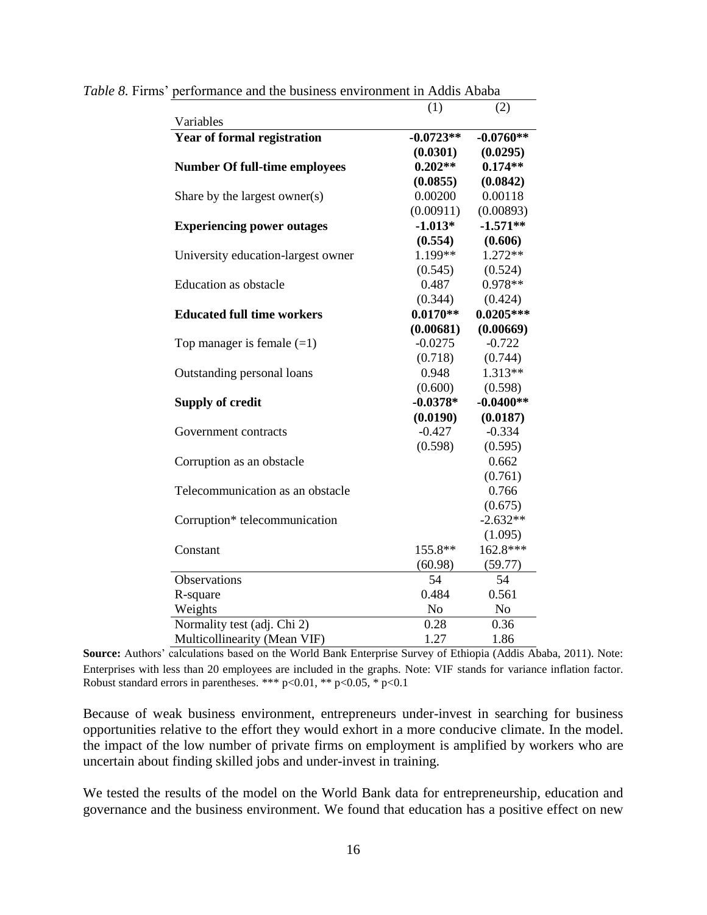*Table 8.* Firms' performance and the business environment in Addis Ababa

| Variables | (1) | (2) |
|---|---|---|
| **Year of formal registration** | **-0.0723**** | **-0.0760**** |
| | **(0.0301)** | **(0.0295)** |
| **Number Of full-time employees** | **0.202**** | **0.174**** |
| | **(0.0855)** | **(0.0842)** |
| Share by the largest owner(s) | 0.00200 | 0.00118 |
| | (0.00911) | (0.00893) |
| **Experiencing power outages** | **-1.013*** | **-1.571**** |
| | **(0.554)** | **(0.606)** |
| University education-largest owner | 1.199** | 1.272** |
| | (0.545) | (0.524) |
| Education as obstacle | 0.487 | 0.978** |
| | (0.344) | (0.424) |
| **Educated full time workers** | **0.0170**** | **0.0205***** |
| | **(0.00681)** | **(0.00669)** |
| Top manager is female (=1) | -0.0275 | -0.722 |
| | (0.718) | (0.744) |
| Outstanding personal loans | 0.948 | 1.313** |
| | (0.600) | (0.598) |
| **Supply of credit** | **-0.0378*** | **-0.0400**** |
| | **(0.0190)** | **(0.0187)** |
| Government contracts | -0.427 | -0.334 |
| | (0.598) | (0.595) |
| Corruption as an obstacle | | 0.662 |
| | | (0.761) |
| Telecommunication as an obstacle | | 0.766 |
| | | (0.675) |
| Corruption* telecommunication | | -2.632** |
| | | (1.095) |
| Constant | 155.8** | 162.8*** |
| | (60.98) | (59.77) |
| Observations | 54 | 54 |
| R-square | 0.484 | 0.561 |
| Weights | No | No |
| Normality test (adj. Chi 2) | 0.28 | 0.36 |
| Multicollinearity (Mean VIF) | 1.27 | 1.86 |

**Source:** Authors' calculations based on the World Bank Enterprise Survey of Ethiopia (Addis Ababa, 2011). Note: Enterprises with less than 20 employees are included in the graphs. Note: VIF stands for variance inflation factor. Robust standard errors in parentheses. *** p<0.01, ** p<0.05, * p<0.1

Because of weak business environment, entrepreneurs under-invest in searching for business opportunities relative to the effort they would exhort in a more conducive climate. In the model. the impact of the low number of private firms on employment is amplified by workers who are uncertain about finding skilled jobs and under-invest in training.

We tested the results of the model on the World Bank data for entrepreneurship, education and governance and the business environment. We found that education has a positive effect on new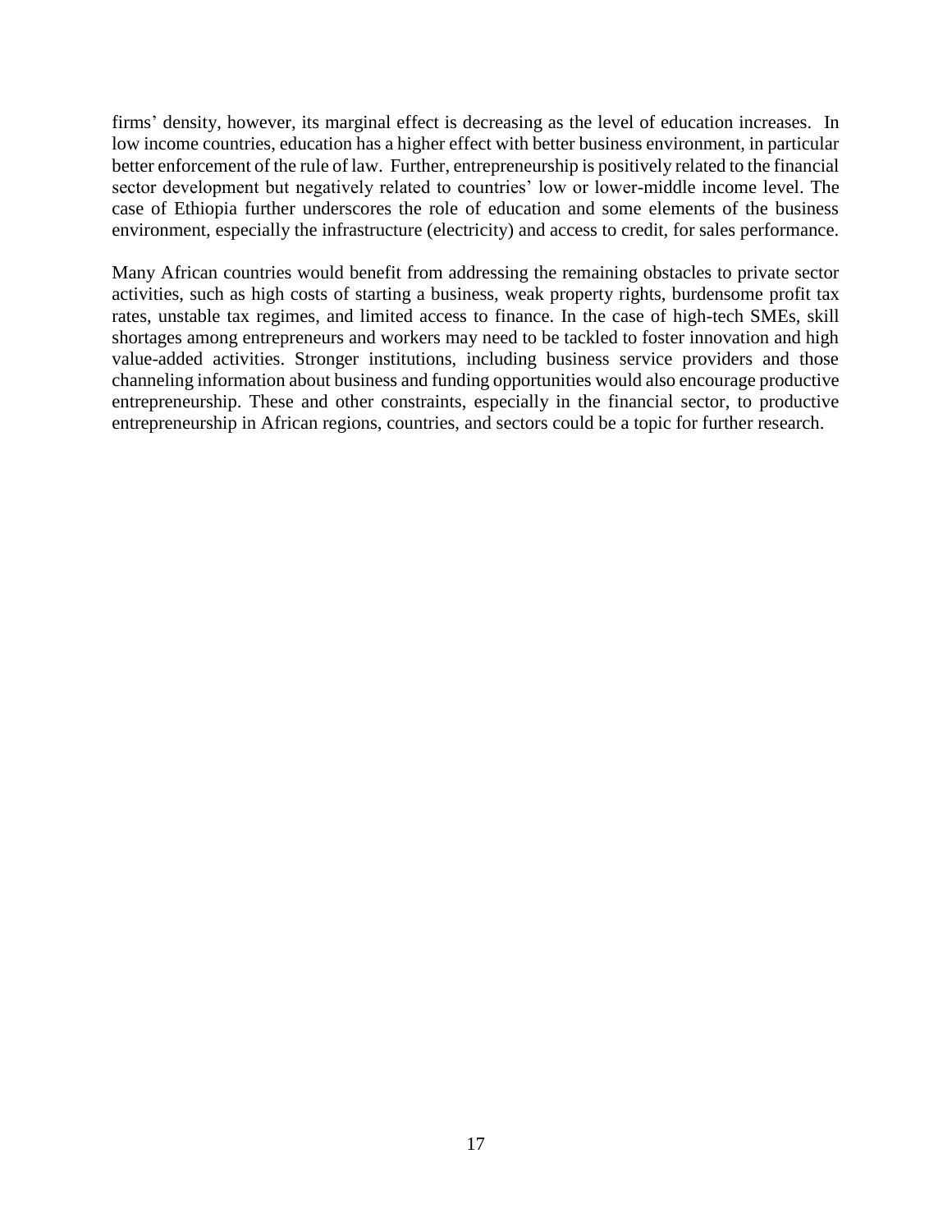firms' density, however, its marginal effect is decreasing as the level of education increases. In low income countries, education has a higher effect with better business environment, in particular better enforcement of the rule of law. Further, entrepreneurship is positively related to the financial sector development but negatively related to countries' low or lower-middle income level. The case of Ethiopia further underscores the role of education and some elements of the business environment, especially the infrastructure (electricity) and access to credit, for sales performance.

Many African countries would benefit from addressing the remaining obstacles to private sector activities, such as high costs of starting a business, weak property rights, burdensome profit tax rates, unstable tax regimes, and limited access to finance. In the case of high-tech SMEs, skill shortages among entrepreneurs and workers may need to be tackled to foster innovation and high value-added activities. Stronger institutions, including business service providers and those channeling information about business and funding opportunities would also encourage productive entrepreneurship. These and other constraints, especially in the financial sector, to productive entrepreneurship in African regions, countries, and sectors could be a topic for further research.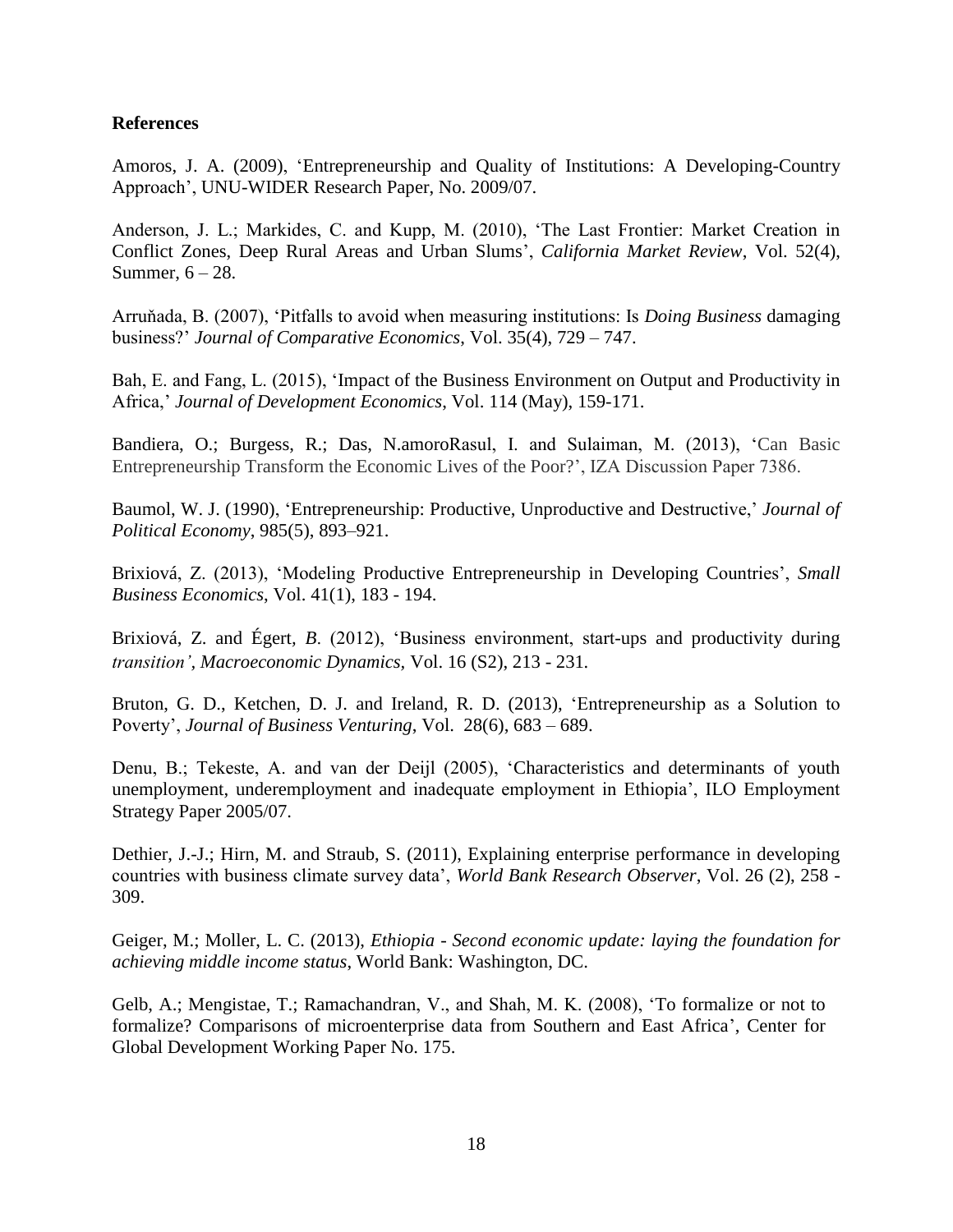**References**

Amoros, J. A. (2009), 'Entrepreneurship and Quality of Institutions: A Developing-Country Approach', UNU-WIDER Research Paper, No. 2009/07.

Anderson, J. L.; Markides, C. and Kupp, M. (2010), 'The Last Frontier: Market Creation in Conflict Zones, Deep Rural Areas and Urban Slums', *California Market Review*, Vol. 52(4), Summer, 6 – 28.

Arruňada, B. (2007), 'Pitfalls to avoid when measuring institutions: Is *Doing Business* damaging business?' *Journal of Comparative Economics*, Vol. 35(4), 729 – 747.

Bah, E. and Fang, L. (2015), 'Impact of the Business Environment on Output and Productivity in Africa,' *Journal of Development Economics*, Vol. 114 (May), 159-171.

Bandiera, O.; Burgess, R.; Das, N.amoroRasul, I. and Sulaiman, M. (2013), 'Can Basic Entrepreneurship Transform the Economic Lives of the Poor?', IZA Discussion Paper 7386.

Baumol, W. J. (1990), 'Entrepreneurship: Productive, Unproductive and Destructive,' *Journal of Political Economy*, 985(5), 893–921.

Brixiová, Z. (2013), 'Modeling Productive Entrepreneurship in Developing Countries', *Small Business Economics*, Vol. 41(1), 183 - 194.

Brixiová, Z. and Égert, *B*. (2012), 'Business environment, start-ups and productivity during *transition'*, *Macroeconomic Dynamics,* Vol. 16 (S2), 213 - 231.

Bruton, G. D., Ketchen, D. J. and Ireland, R. D. (2013), 'Entrepreneurship as a Solution to Poverty', *Journal of Business Venturing*, Vol. 28(6), 683 – 689.

Denu, B.; Tekeste, A. and van der Deijl (2005), 'Characteristics and determinants of youth unemployment, underemployment and inadequate employment in Ethiopia', ILO Employment Strategy Paper 2005/07.

Dethier, J.-J.; Hirn, M. and Straub, S. (2011), Explaining enterprise performance in developing countries with business climate survey data', *World Bank Research Observer*, Vol. 26 (2), 258 - 309.

Geiger, M.; Moller, L. C. (2013), *Ethiopia - Second economic update: laying the foundation for achieving middle income status*, World Bank: Washington, DC.

Gelb, A.; Mengistae, T.; Ramachandran, V., and Shah, M. K. (2008), 'To formalize or not to formalize? Comparisons of microenterprise data from Southern and East Africa', Center for Global Development Working Paper No. 175.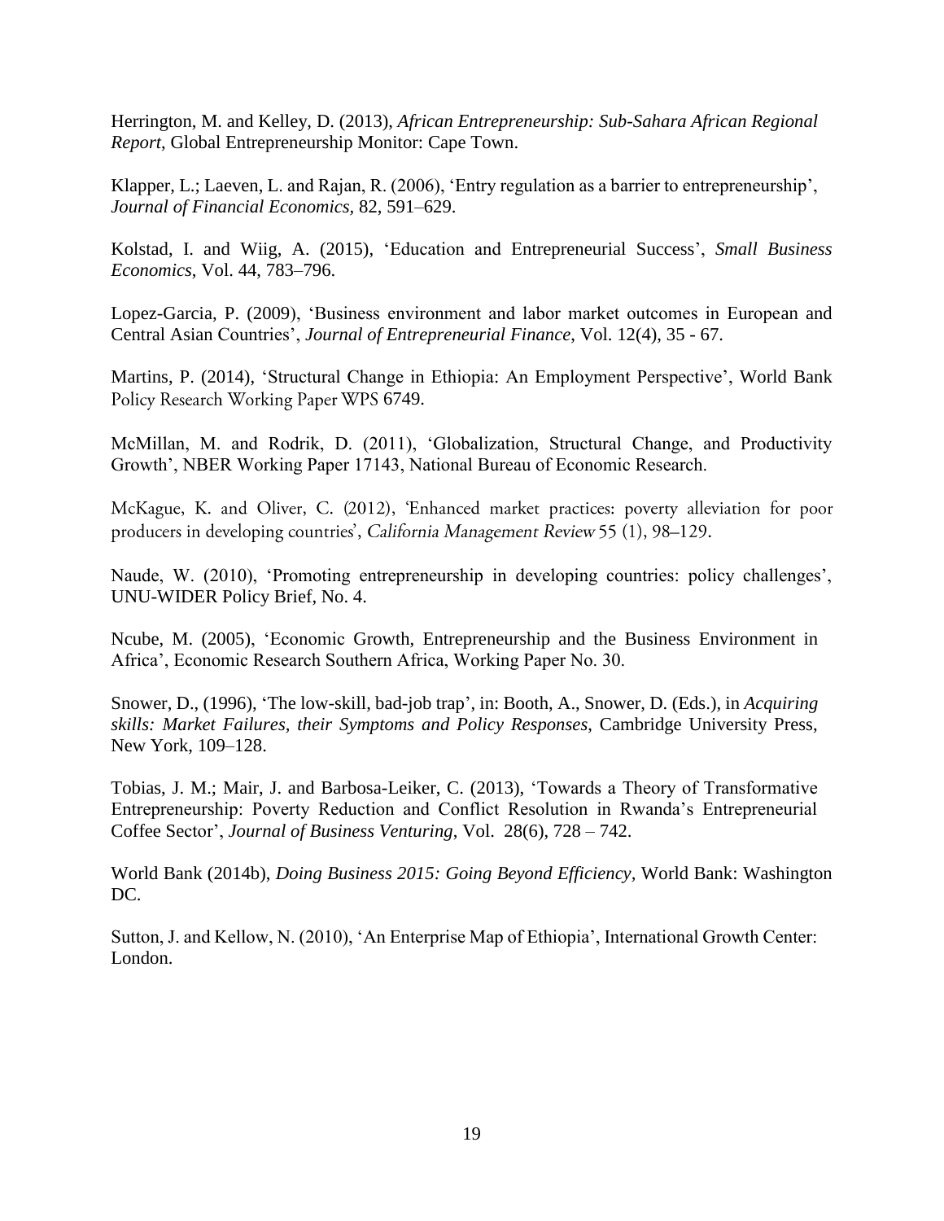Herrington, M. and Kelley, D. (2013), *African Entrepreneurship: Sub-Sahara African Regional Report*, Global Entrepreneurship Monitor: Cape Town.

Klapper, L.; Laeven, L. and Rajan, R. (2006), 'Entry regulation as a barrier to entrepreneurship', *Journal of Financial Economics*, 82, 591–629.

Kolstad, I. and Wiig, A. (2015), 'Education and Entrepreneurial Success', *Small Business Economics*, Vol. 44, 783–796.

Lopez-Garcia, P. (2009), 'Business environment and labor market outcomes in European and Central Asian Countries', *Journal of Entrepreneurial Finance*, Vol. 12(4), 35 - 67.

Martins, P. (2014), 'Structural Change in Ethiopia: An Employment Perspective', World Bank Policy Research Working Paper WPS 6749.

McMillan, M. and Rodrik, D. (2011), 'Globalization, Structural Change, and Productivity Growth', NBER Working Paper 17143, National Bureau of Economic Research.

McKague, K. and Oliver, C. (2012), 'Enhanced market practices: poverty alleviation for poor producers in developing countries', *California Management Review* 55 (1), 98–129.

Naude, W. (2010), 'Promoting entrepreneurship in developing countries: policy challenges', UNU-WIDER Policy Brief, No. 4.

Ncube, M. (2005), 'Economic Growth, Entrepreneurship and the Business Environment in Africa', Economic Research Southern Africa, Working Paper No. 30.

Snower, D., (1996), 'The low-skill, bad-job trap', in: Booth, A., Snower, D. (Eds.), in *Acquiring skills: Market Failures, their Symptoms and Policy Responses*, Cambridge University Press, New York, 109–128.

Tobias, J. M.; Mair, J. and Barbosa-Leiker, C. (2013), 'Towards a Theory of Transformative Entrepreneurship: Poverty Reduction and Conflict Resolution in Rwanda's Entrepreneurial Coffee Sector', *Journal of Business Venturing*, Vol. 28(6), 728 – 742.

World Bank (2014b), *Doing Business 2015: Going Beyond Efficiency*, World Bank: Washington DC.

Sutton, J. and Kellow, N. (2010), 'An Enterprise Map of Ethiopia', International Growth Center: London.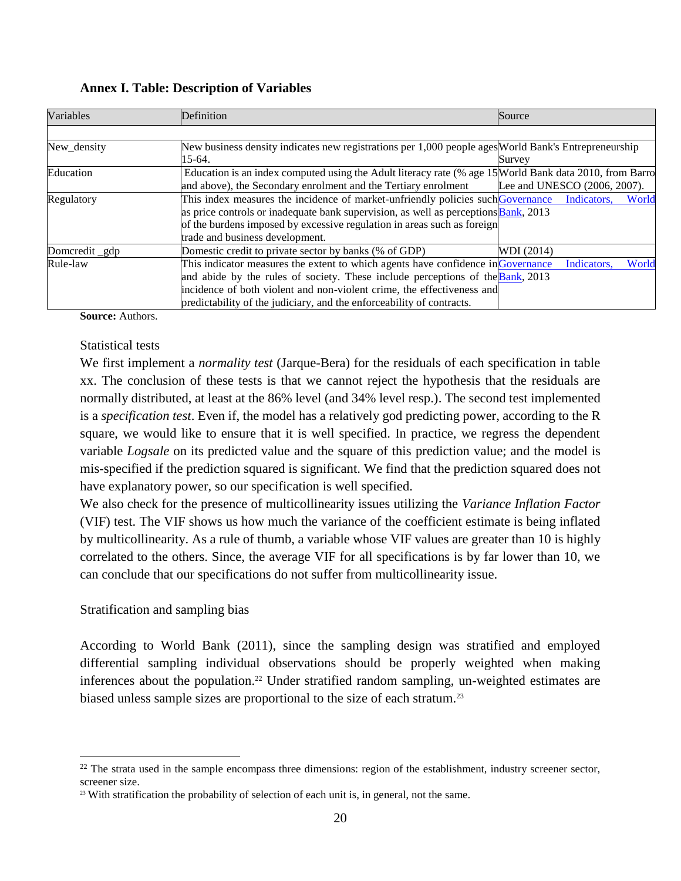**Annex I. Table: Description of Variables**

| Variables | Definition | Source |
|---|---|---|
| New_density | New business density indicates new registrations per 1,000 people ages 15-64. | World Bank's Entrepreneurship Survey |
| Education | Education is an index computed using the Adult literacy rate (% age 15 and above), the Secondary enrolment and the Tertiary enrolment | World Bank data 2010, from Barro Lee and UNESCO (2006, 2007). |
| Regulatory | This index measures the incidence of market-unfriendly policies such as price controls or inadequate bank supervision, as well as perceptions of the burdens imposed by excessive regulation in areas such as foreign trade and business development. | Governance Indicators, World Bank, 2013 |
| Domcredit _gdp | Domestic credit to private sector by banks (% of GDP) | WDI (2014) |
| Rule-law | This indicator measures the extent to which agents have confidence in and abide by the rules of society. These include perceptions of the incidence of both violent and non-violent crime, the effectiveness and predictability of the judiciary, and the enforceability of contracts. | Governance Indicators, World Bank, 2013 |

**Source:** Authors.

Statistical tests

We first implement a *normality test* (Jarque-Bera) for the residuals of each specification in table xx. The conclusion of these tests is that we cannot reject the hypothesis that the residuals are normally distributed, at least at the 86% level (and 34% level resp.). The second test implemented is a *specification test*. Even if, the model has a relatively god predicting power, according to the R square, we would like to ensure that it is well specified. In practice, we regress the dependent variable *Logsale* on its predicted value and the square of this prediction value; and the model is mis-specified if the prediction squared is significant. We find that the prediction squared does not have explanatory power, so our specification is well specified.

We also check for the presence of multicollinearity issues utilizing the *Variance Inflation Factor* (VIF) test. The VIF shows us how much the variance of the coefficient estimate is being inflated by multicollinearity. As a rule of thumb, a variable whose VIF values are greater than 10 is highly correlated to the others. Since, the average VIF for all specifications is by far lower than 10, we can conclude that our specifications do not suffer from multicollinearity issue.

Stratification and sampling bias

According to World Bank (2011), since the sampling design was stratified and employed differential sampling individual observations should be properly weighted when making inferences about the population.[22] Under stratified random sampling, un-weighted estimates are biased unless sample sizes are proportional to the size of each stratum.[23]

[22] The strata used in the sample encompass three dimensions: region of the establishment, industry screener sector, screener size.

[23] With stratification the probability of selection of each unit is, in general, not the same.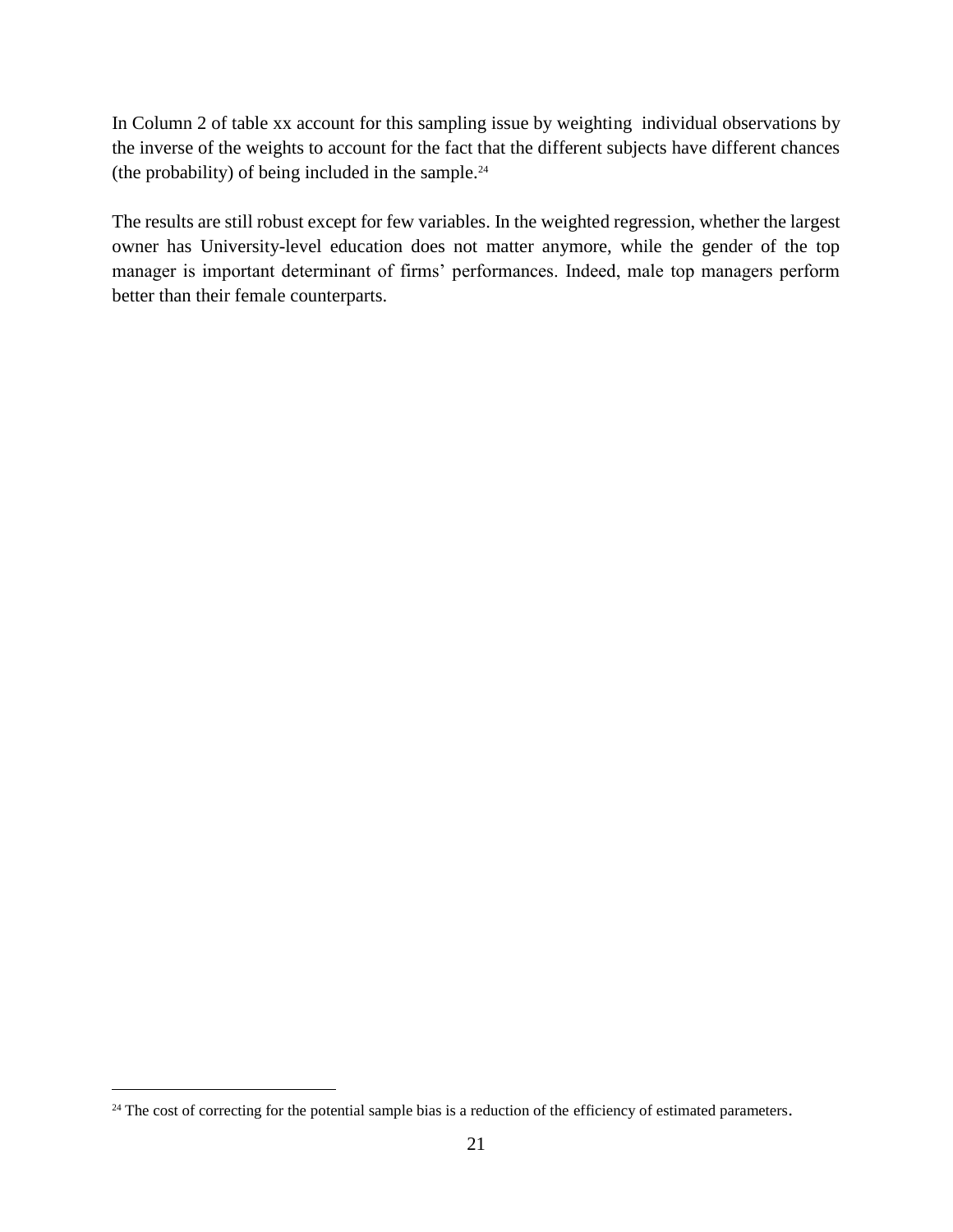In Column 2 of table xx account for this sampling issue by weighting individual observations by the inverse of the weights to account for the fact that the different subjects have different chances (the probability) of being included in the sample.[24]

The results are still robust except for few variables. In the weighted regression, whether the largest owner has University-level education does not matter anymore, while the gender of the top manager is important determinant of firms' performances. Indeed, male top managers perform better than their female counterparts.

---

[24] The cost of correcting for the potential sample bias is a reduction of the efficiency of estimated parameters.